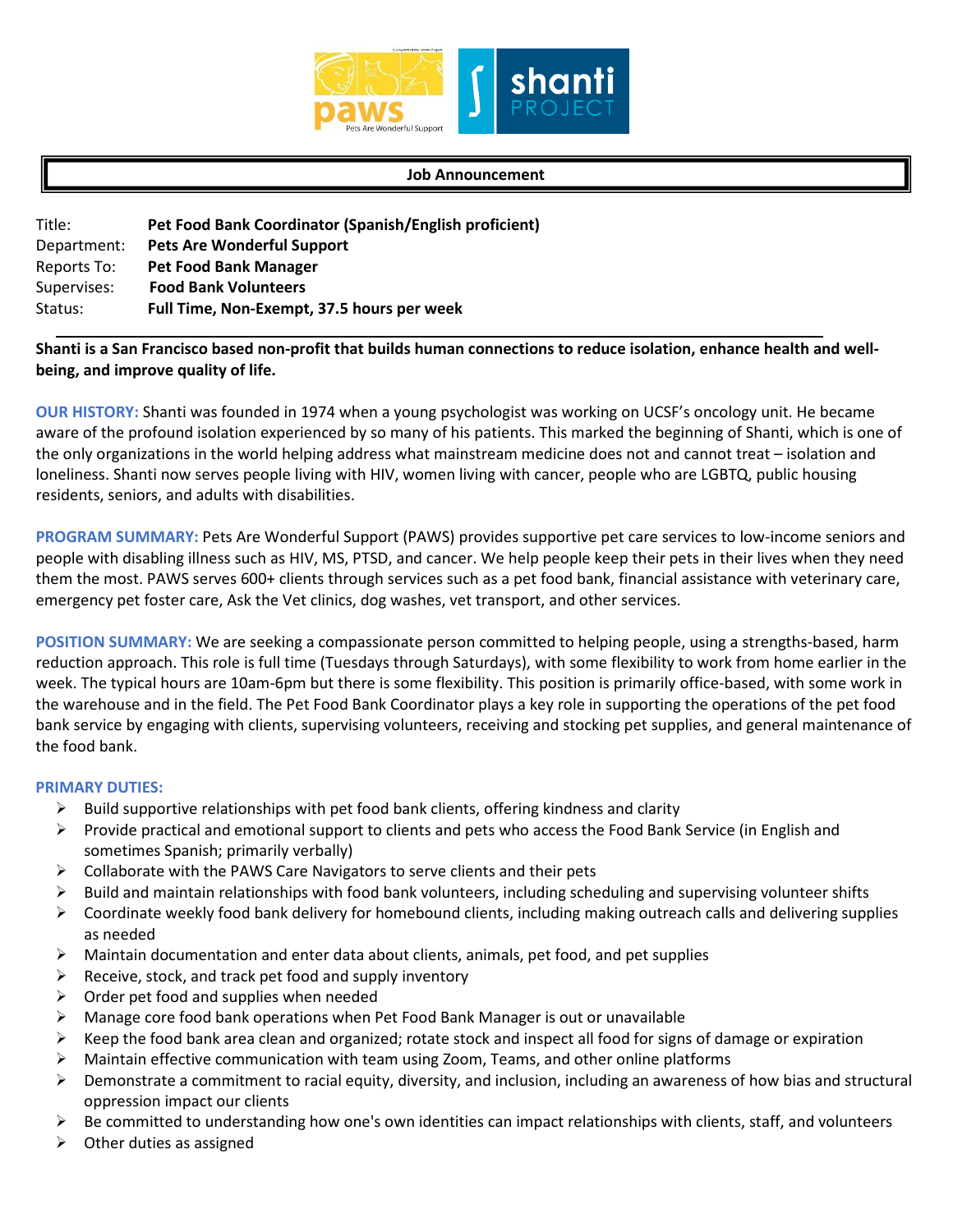# Job Announcement

| | |
|---|---|
| Title: | **Pet Food Bank Coordinator (Spanish/English proficient)** |
| Department: | **Pets Are Wonderful Support** |
| Reports To: | **Pet Food Bank Manager** |
| Supervises: | **Food Bank Volunteers** |
| Status: | **Full Time, Non-Exempt, 37.5 hours per week** |

**Shanti is a San Francisco based non-profit that builds human connections to reduce isolation, enhance health and well-being, and improve quality of life.**

**OUR HISTORY:** Shanti was founded in 1974 when a young psychologist was working on UCSF's oncology unit. He became aware of the profound isolation experienced by so many of his patients. This marked the beginning of Shanti, which is one of the only organizations in the world helping address what mainstream medicine does not and cannot treat – isolation and loneliness. Shanti now serves people living with HIV, women living with cancer, people who are LGBTQ, public housing residents, seniors, and adults with disabilities.

**PROGRAM SUMMARY:** Pets Are Wonderful Support (PAWS) provides supportive pet care services to low-income seniors and people with disabling illness such as HIV, MS, PTSD, and cancer. We help people keep their pets in their lives when they need them the most. PAWS serves 600+ clients through services such as a pet food bank, financial assistance with veterinary care, emergency pet foster care, Ask the Vet clinics, dog washes, vet transport, and other services.

**POSITION SUMMARY:** We are seeking a compassionate person committed to helping people, using a strengths-based, harm reduction approach. This role is full time (Tuesdays through Saturdays), with some flexibility to work from home earlier in the week. The typical hours are 10am-6pm but there is some flexibility. This position is primarily office-based, with some work in the warehouse and in the field. The Pet Food Bank Coordinator plays a key role in supporting the operations of the pet food bank service by engaging with clients, supervising volunteers, receiving and stocking pet supplies, and general maintenance of the food bank.

**PRIMARY DUTIES:**

- Build supportive relationships with pet food bank clients, offering kindness and clarity
- Provide practical and emotional support to clients and pets who access the Food Bank Service (in English and sometimes Spanish; primarily verbally)
- Collaborate with the PAWS Care Navigators to serve clients and their pets
- Build and maintain relationships with food bank volunteers, including scheduling and supervising volunteer shifts
- Coordinate weekly food bank delivery for homebound clients, including making outreach calls and delivering supplies as needed
- Maintain documentation and enter data about clients, animals, pet food, and pet supplies
- Receive, stock, and track pet food and supply inventory
- Order pet food and supplies when needed
- Manage core food bank operations when Pet Food Bank Manager is out or unavailable
- Keep the food bank area clean and organized; rotate stock and inspect all food for signs of damage or expiration
- Maintain effective communication with team using Zoom, Teams, and other online platforms
- Demonstrate a commitment to racial equity, diversity, and inclusion, including an awareness of how bias and structural oppression impact our clients
- Be committed to understanding how one's own identities can impact relationships with clients, staff, and volunteers
- Other duties as assigned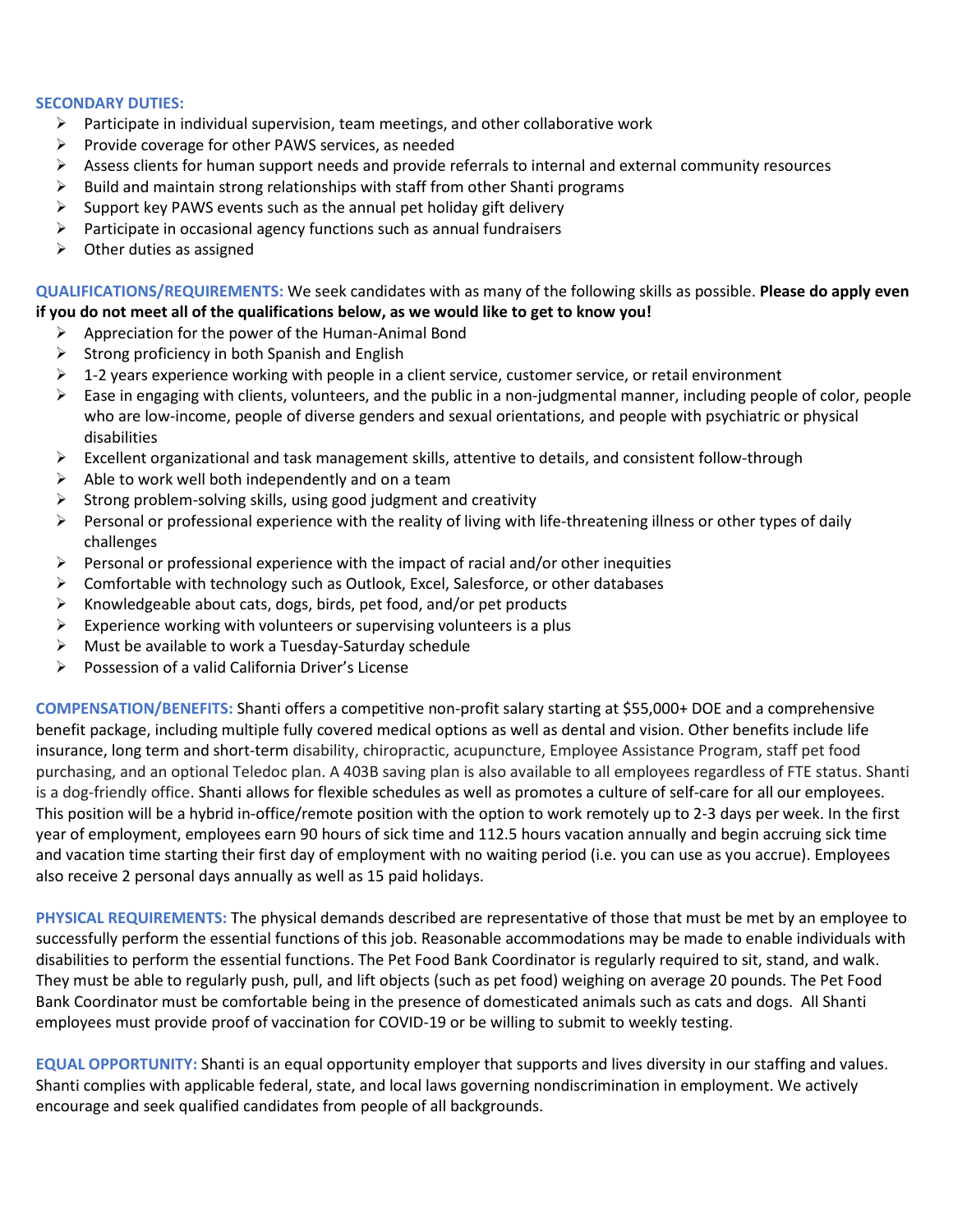**SECONDARY DUTIES:**

- Participate in individual supervision, team meetings, and other collaborative work
- Provide coverage for other PAWS services, as needed
- Assess clients for human support needs and provide referrals to internal and external community resources
- Build and maintain strong relationships with staff from other Shanti programs
- Support key PAWS events such as the annual pet holiday gift delivery
- Participate in occasional agency functions such as annual fundraisers
- Other duties as assigned

**QUALIFICATIONS/REQUIREMENTS:** We seek candidates with as many of the following skills as possible. **Please do apply even if you do not meet all of the qualifications below, as we would like to get to know you!**

- Appreciation for the power of the Human-Animal Bond
- Strong proficiency in both Spanish and English
- 1-2 years experience working with people in a client service, customer service, or retail environment
- Ease in engaging with clients, volunteers, and the public in a non-judgmental manner, including people of color, people who are low-income, people of diverse genders and sexual orientations, and people with psychiatric or physical disabilities
- Excellent organizational and task management skills, attentive to details, and consistent follow-through
- Able to work well both independently and on a team
- Strong problem-solving skills, using good judgment and creativity
- Personal or professional experience with the reality of living with life-threatening illness or other types of daily challenges
- Personal or professional experience with the impact of racial and/or other inequities
- Comfortable with technology such as Outlook, Excel, Salesforce, or other databases
- Knowledgeable about cats, dogs, birds, pet food, and/or pet products
- Experience working with volunteers or supervising volunteers is a plus
- Must be available to work a Tuesday-Saturday schedule
- Possession of a valid California Driver's License

**COMPENSATION/BENEFITS:** Shanti offers a competitive non-profit salary starting at $55,000+ DOE and a comprehensive benefit package, including multiple fully covered medical options as well as dental and vision. Other benefits include life insurance, long term and short-term disability, chiropractic, acupuncture, Employee Assistance Program, staff pet food purchasing, and an optional Teledoc plan. A 403B saving plan is also available to all employees regardless of FTE status. Shanti is a dog-friendly office. Shanti allows for flexible schedules as well as promotes a culture of self-care for all our employees. This position will be a hybrid in-office/remote position with the option to work remotely up to 2-3 days per week. In the first year of employment, employees earn 90 hours of sick time and 112.5 hours vacation annually and begin accruing sick time and vacation time starting their first day of employment with no waiting period (i.e. you can use as you accrue). Employees also receive 2 personal days annually as well as 15 paid holidays.

**PHYSICAL REQUIREMENTS:** The physical demands described are representative of those that must be met by an employee to successfully perform the essential functions of this job. Reasonable accommodations may be made to enable individuals with disabilities to perform the essential functions. The Pet Food Bank Coordinator is regularly required to sit, stand, and walk. They must be able to regularly push, pull, and lift objects (such as pet food) weighing on average 20 pounds. The Pet Food Bank Coordinator must be comfortable being in the presence of domesticated animals such as cats and dogs. All Shanti employees must provide proof of vaccination for COVID-19 or be willing to submit to weekly testing.

**EQUAL OPPORTUNITY:** Shanti is an equal opportunity employer that supports and lives diversity in our staffing and values. Shanti complies with applicable federal, state, and local laws governing nondiscrimination in employment. We actively encourage and seek qualified candidates from people of all backgrounds.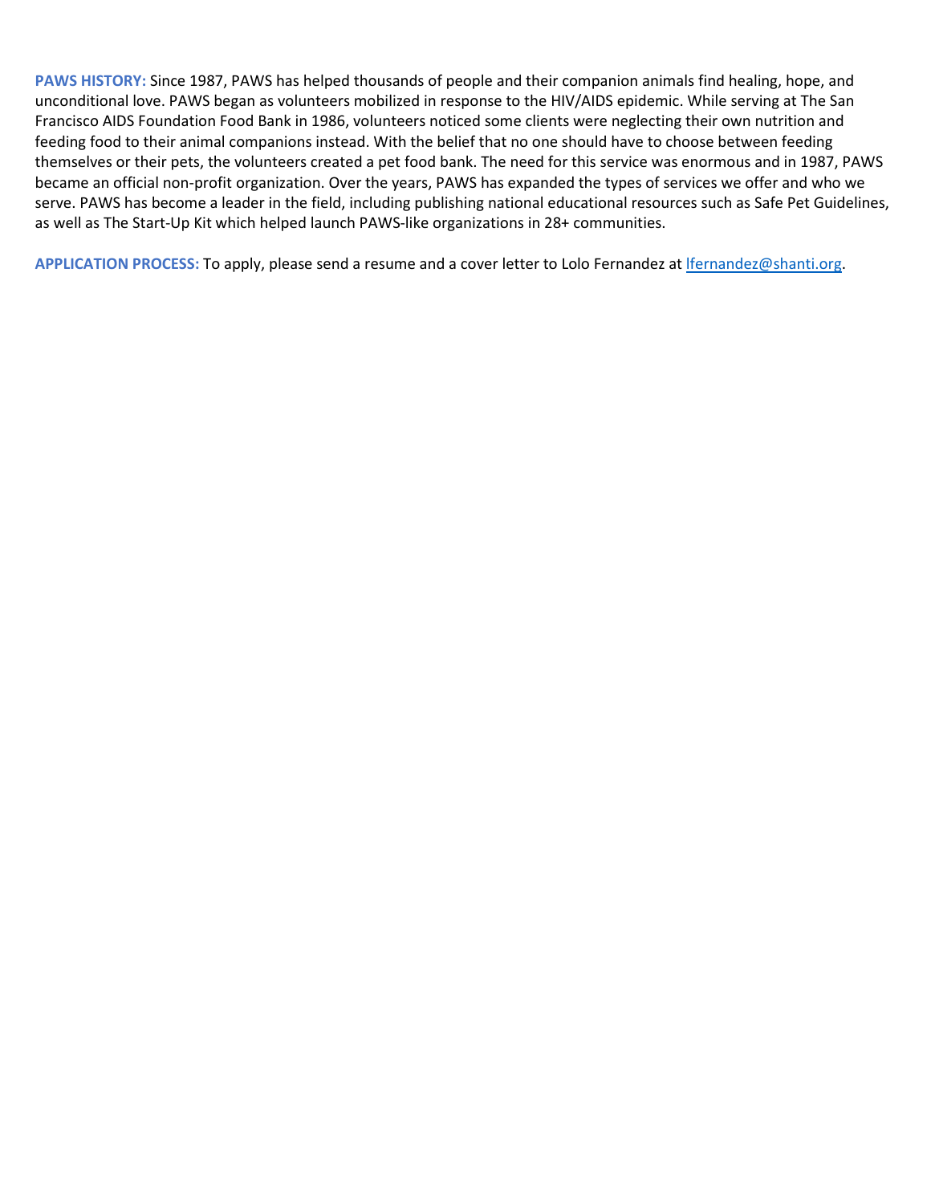**PAWS HISTORY:** Since 1987, PAWS has helped thousands of people and their companion animals find healing, hope, and unconditional love. PAWS began as volunteers mobilized in response to the HIV/AIDS epidemic. While serving at The San Francisco AIDS Foundation Food Bank in 1986, volunteers noticed some clients were neglecting their own nutrition and feeding food to their animal companions instead. With the belief that no one should have to choose between feeding themselves or their pets, the volunteers created a pet food bank. The need for this service was enormous and in 1987, PAWS became an official non-profit organization. Over the years, PAWS has expanded the types of services we offer and who we serve. PAWS has become a leader in the field, including publishing national educational resources such as Safe Pet Guidelines, as well as The Start-Up Kit which helped launch PAWS-like organizations in 28+ communities.

**APPLICATION PROCESS:** To apply, please send a resume and a cover letter to Lolo Fernandez at lfernandez@shanti.org.